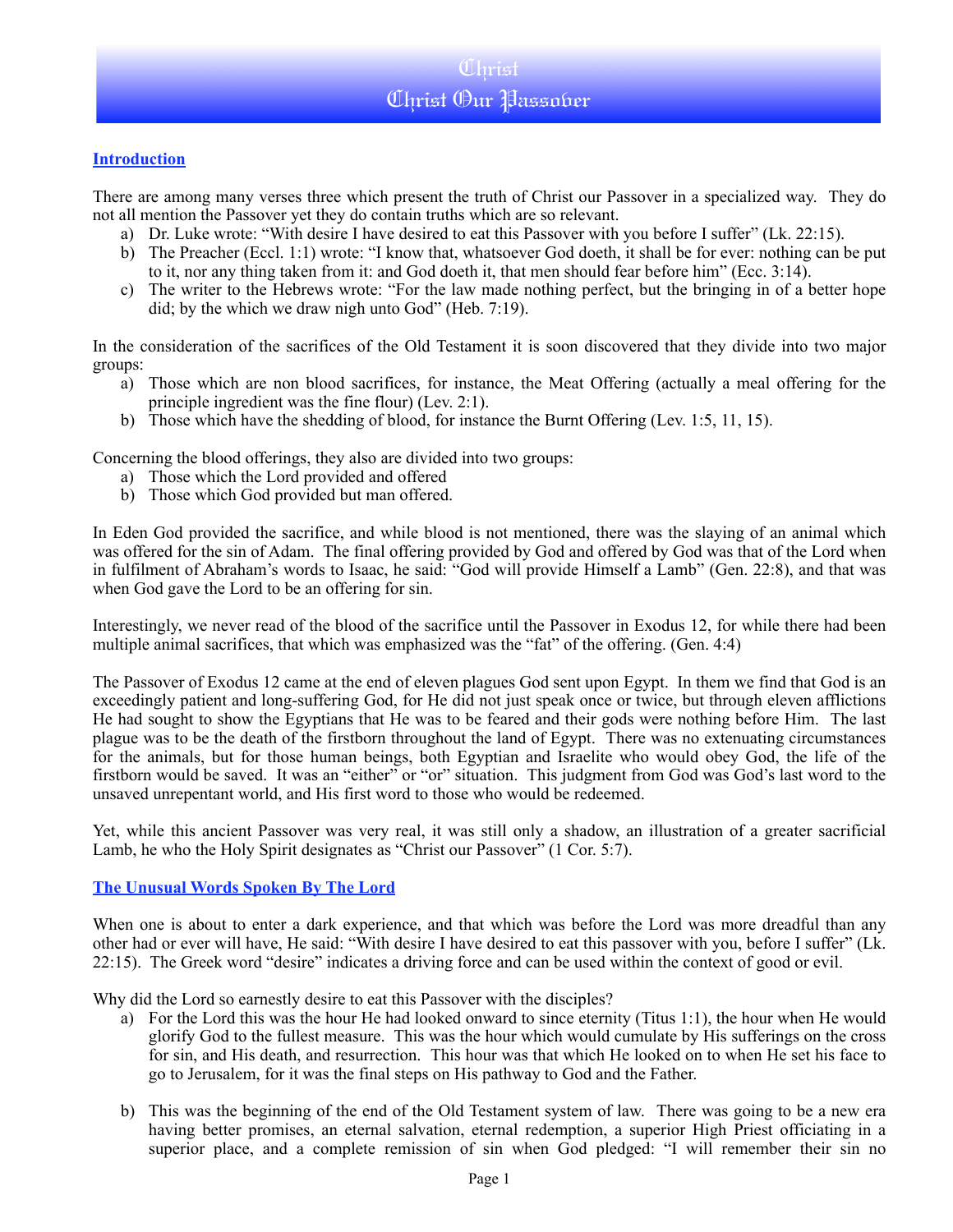# Christ

# Christ Our Passover

## Introduction

There are among many verses three which present the truth of Christ our Passover in a specialized way. They do not all mention the Passover yet they do contain truths which are so relevant.

a) Dr. Luke wrote: "With desire I have desired to eat this Passover with you before I suffer" (Lk. 22:15).
b) The Preacher (Eccl. 1:1) wrote: "I know that, whatsoever God doeth, it shall be for ever: nothing can be put to it, nor any thing taken from it: and God doeth it, that men should fear before him" (Ecc. 3:14).
c) The writer to the Hebrews wrote: "For the law made nothing perfect, but the bringing in of a better hope did; by the which we draw nigh unto God" (Heb. 7:19).

In the consideration of the sacrifices of the Old Testament it is soon discovered that they divide into two major groups:

a) Those which are non blood sacrifices, for instance, the Meat Offering (actually a meal offering for the principle ingredient was the fine flour) (Lev. 2:1).
b) Those which have the shedding of blood, for instance the Burnt Offering (Lev. 1:5, 11, 15).

Concerning the blood offerings, they also are divided into two groups:

a) Those which the Lord provided and offered
b) Those which God provided but man offered.

In Eden God provided the sacrifice, and while blood is not mentioned, there was the slaying of an animal which was offered for the sin of Adam. The final offering provided by God and offered by God was that of the Lord when in fulfilment of Abraham's words to Isaac, he said: "God will provide Himself a Lamb" (Gen. 22:8), and that was when God gave the Lord to be an offering for sin.

Interestingly, we never read of the blood of the sacrifice until the Passover in Exodus 12, for while there had been multiple animal sacrifices, that which was emphasized was the "fat" of the offering. (Gen. 4:4)

The Passover of Exodus 12 came at the end of eleven plagues God sent upon Egypt. In them we find that God is an exceedingly patient and long-suffering God, for He did not just speak once or twice, but through eleven afflictions He had sought to show the Egyptians that He was to be feared and their gods were nothing before Him. The last plague was to be the death of the firstborn throughout the land of Egypt. There was no extenuating circumstances for the animals, but for those human beings, both Egyptian and Israelite who would obey God, the life of the firstborn would be saved. It was an "either" or "or" situation. This judgment from God was God's last word to the unsaved unrepentant world, and His first word to those who would be redeemed.

Yet, while this ancient Passover was very real, it was still only a shadow, an illustration of a greater sacrificial Lamb, he who the Holy Spirit designates as "Christ our Passover" (1 Cor. 5:7).

## The Unusual Words Spoken By The Lord

When one is about to enter a dark experience, and that which was before the Lord was more dreadful than any other had or ever will have, He said: "With desire I have desired to eat this passover with you, before I suffer" (Lk. 22:15). The Greek word "desire" indicates a driving force and can be used within the context of good or evil.

Why did the Lord so earnestly desire to eat this Passover with the disciples?

a) For the Lord this was the hour He had looked onward to since eternity (Titus 1:1), the hour when He would glorify God to the fullest measure. This was the hour which would cumulate by His sufferings on the cross for sin, and His death, and resurrection. This hour was that which He looked on to when He set his face to go to Jerusalem, for it was the final steps on His pathway to God and the Father.

b) This was the beginning of the end of the Old Testament system of law. There was going to be a new era having better promises, an eternal salvation, eternal redemption, a superior High Priest officiating in a superior place, and a complete remission of sin when God pledged: "I will remember their sin no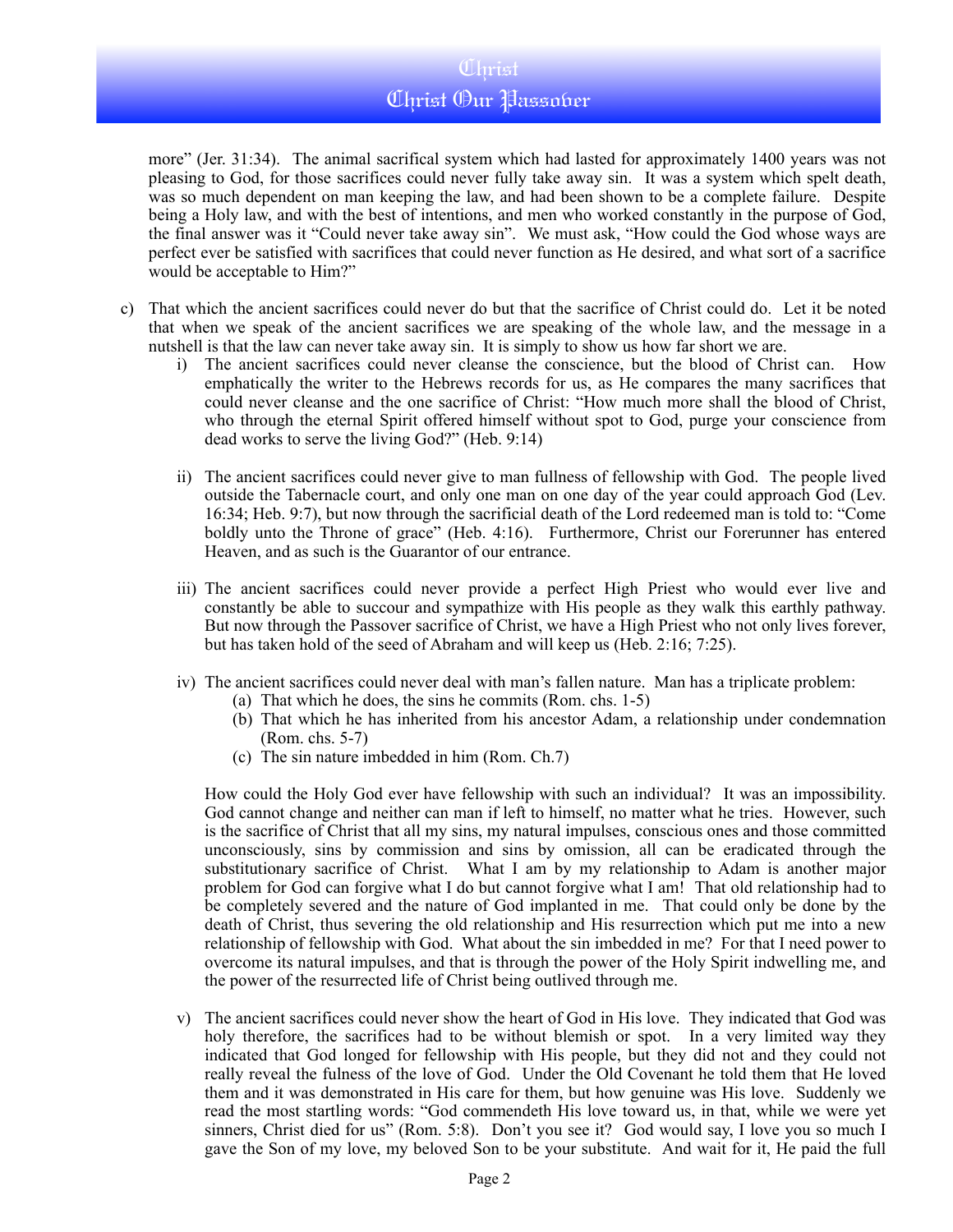more" (Jer. 31:34). The animal sacrifical system which had lasted for approximately 1400 years was not pleasing to God, for those sacrifices could never fully take away sin. It was a system which spelt death, was so much dependent on man keeping the law, and had been shown to be a complete failure. Despite being a Holy law, and with the best of intentions, and men who worked constantly in the purpose of God, the final answer was it "Could never take away sin". We must ask, "How could the God whose ways are perfect ever be satisfied with sacrifices that could never function as He desired, and what sort of a sacrifice would be acceptable to Him?"

c) That which the ancient sacrifices could never do but that the sacrifice of Christ could do. Let it be noted that when we speak of the ancient sacrifices we are speaking of the whole law, and the message in a nutshell is that the law can never take away sin. It is simply to show us how far short we are.

   i) The ancient sacrifices could never cleanse the conscience, but the blood of Christ can. How emphatically the writer to the Hebrews records for us, as He compares the many sacrifices that could never cleanse and the one sacrifice of Christ: "How much more shall the blood of Christ, who through the eternal Spirit offered himself without spot to God, purge your conscience from dead works to serve the living God?" (Heb. 9:14)

   ii) The ancient sacrifices could never give to man fullness of fellowship with God. The people lived outside the Tabernacle court, and only one man on one day of the year could approach God (Lev. 16:34; Heb. 9:7), but now through the sacrificial death of the Lord redeemed man is told to: "Come boldly unto the Throne of grace" (Heb. 4:16). Furthermore, Christ our Forerunner has entered Heaven, and as such is the Guarantor of our entrance.

   iii) The ancient sacrifices could never provide a perfect High Priest who would ever live and constantly be able to succour and sympathize with His people as they walk this earthly pathway. But now through the Passover sacrifice of Christ, we have a High Priest who not only lives forever, but has taken hold of the seed of Abraham and will keep us (Heb. 2:16; 7:25).

   iv) The ancient sacrifices could never deal with man's fallen nature. Man has a triplicate problem:
      (a) That which he does, the sins he commits (Rom. chs. 1-5)
      (b) That which he has inherited from his ancestor Adam, a relationship under condemnation (Rom. chs. 5-7)
      (c) The sin nature imbedded in him (Rom. Ch.7)

   How could the Holy God ever have fellowship with such an individual? It was an impossibility. God cannot change and neither can man if left to himself, no matter what he tries. However, such is the sacrifice of Christ that all my sins, my natural impulses, conscious ones and those committed unconsciously, sins by commission and sins by omission, all can be eradicated through the substitutionary sacrifice of Christ. What I am by my relationship to Adam is another major problem for God can forgive what I do but cannot forgive what I am! That old relationship had to be completely severed and the nature of God implanted in me. That could only be done by the death of Christ, thus severing the old relationship and His resurrection which put me into a new relationship of fellowship with God. What about the sin imbedded in me? For that I need power to overcome its natural impulses, and that is through the power of the Holy Spirit indwelling me, and the power of the resurrected life of Christ being outlived through me.

   v) The ancient sacrifices could never show the heart of God in His love. They indicated that God was holy therefore, the sacrifices had to be without blemish or spot. In a very limited way they indicated that God longed for fellowship with His people, but they did not and they could not really reveal the fulness of the love of God. Under the Old Covenant he told them that He loved them and it was demonstrated in His care for them, but how genuine was His love. Suddenly we read the most startling words: "God commendeth His love toward us, in that, while we were yet sinners, Christ died for us" (Rom. 5:8). Don't you see it? God would say, I love you so much I gave the Son of my love, my beloved Son to be your substitute. And wait for it, He paid the full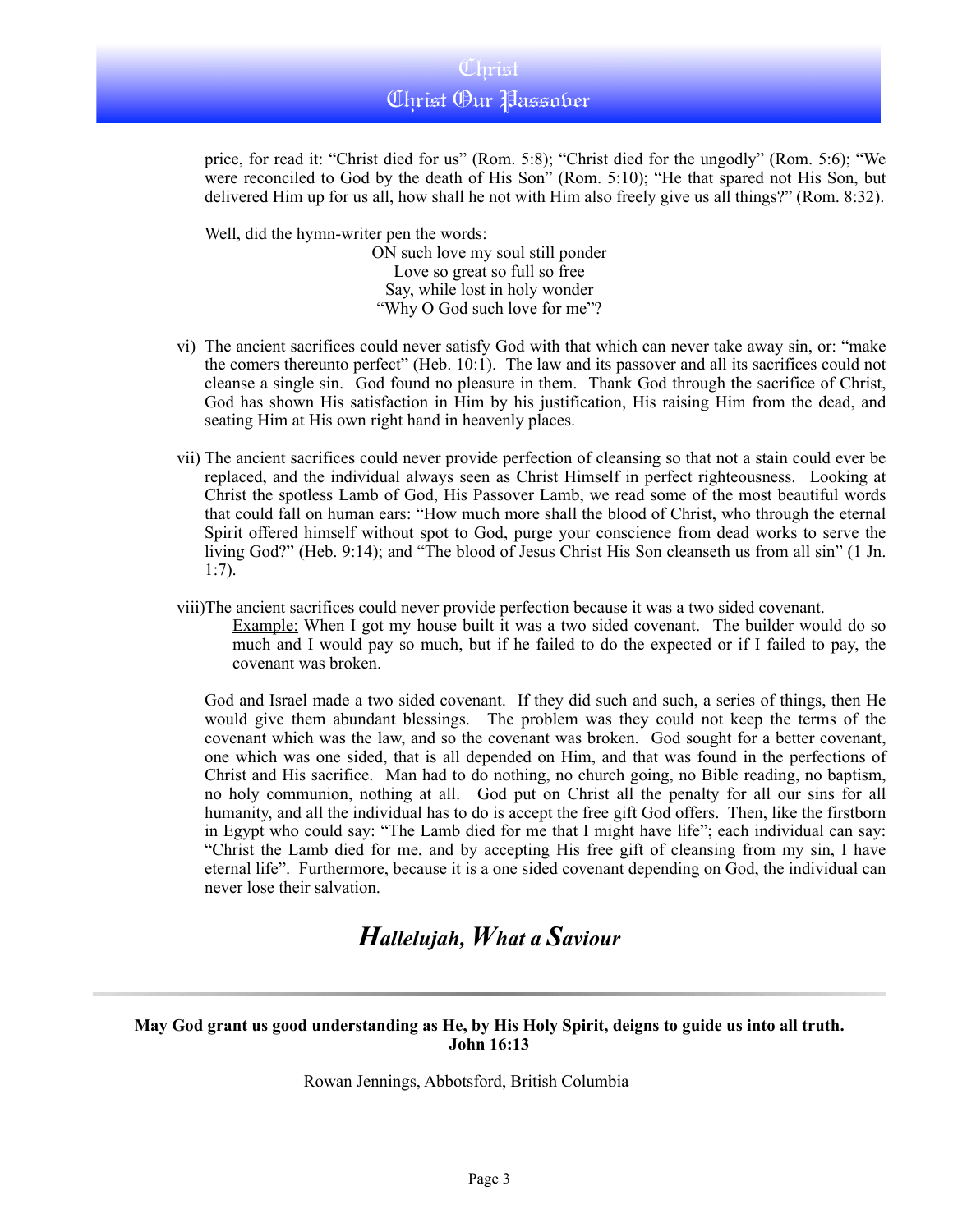price, for read it: "Christ died for us" (Rom. 5:8); "Christ died for the ungodly" (Rom. 5:6); "We were reconciled to God by the death of His Son" (Rom. 5:10); "He that spared not His Son, but delivered Him up for us all, how shall he not with Him also freely give us all things?" (Rom. 8:32).

Well, did the hymn-writer pen the words:

ON such love my soul still ponder
Love so great so full so free
Say, while lost in holy wonder
"Why O God such love for me"?

vi) The ancient sacrifices could never satisfy God with that which can never take away sin, or: "make the comers thereunto perfect" (Heb. 10:1). The law and its passover and all its sacrifices could not cleanse a single sin. God found no pleasure in them. Thank God through the sacrifice of Christ, God has shown His satisfaction in Him by his justification, His raising Him from the dead, and seating Him at His own right hand in heavenly places.

vii) The ancient sacrifices could never provide perfection of cleansing so that not a stain could ever be replaced, and the individual always seen as Christ Himself in perfect righteousness. Looking at Christ the spotless Lamb of God, His Passover Lamb, we read some of the most beautiful words that could fall on human ears: "How much more shall the blood of Christ, who through the eternal Spirit offered himself without spot to God, purge your conscience from dead works to serve the living God?" (Heb. 9:14); and "The blood of Jesus Christ His Son cleanseth us from all sin" (1 Jn. 1:7).

viii)The ancient sacrifices could never provide perfection because it was a two sided covenant.

Example: When I got my house built it was a two sided covenant. The builder would do so much and I would pay so much, but if he failed to do the expected or if I failed to pay, the covenant was broken.

God and Israel made a two sided covenant. If they did such and such, a series of things, then He would give them abundant blessings. The problem was they could not keep the terms of the covenant which was the law, and so the covenant was broken. God sought for a better covenant, one which was one sided, that is all depended on Him, and that was found in the perfections of Christ and His sacrifice. Man had to do nothing, no church going, no Bible reading, no baptism, no holy communion, nothing at all. God put on Christ all the penalty for all our sins for all humanity, and all the individual has to do is accept the free gift God offers. Then, like the firstborn in Egypt who could say: "The Lamb died for me that I might have life"; each individual can say: "Christ the Lamb died for me, and by accepting His free gift of cleansing from my sin, I have eternal life". Furthermore, because it is a one sided covenant depending on God, the individual can never lose their salvation.

## *Hallelujah, What a Saviour*

---

**May God grant us good understanding as He, by His Holy Spirit, deigns to guide us into all truth. John 16:13**

Rowan Jennings, Abbotsford, British Columbia